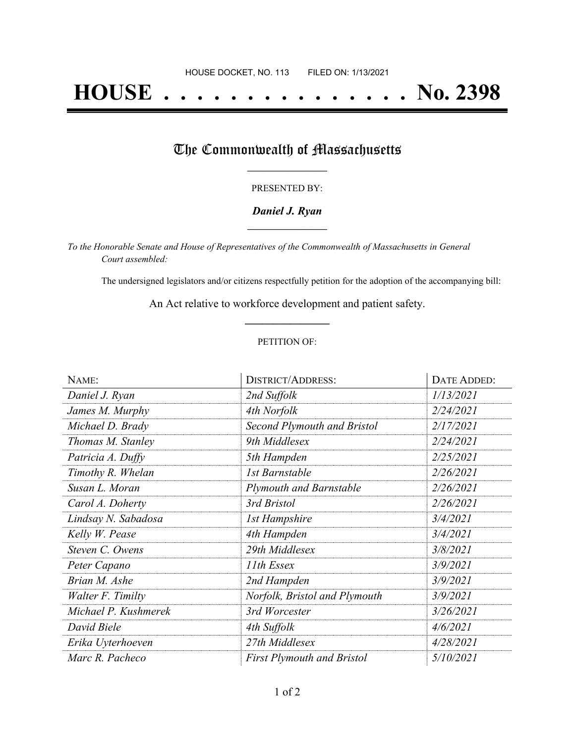HOUSE DOCKET, NO. 113        FILED ON: 1/13/2021

# HOUSE . . . . . . . . . . . . . . . No. 2398

## The Commonwealth of Massachusetts

PRESENTED BY:

***Daniel J. Ryan***

*To the Honorable Senate and House of Representatives of the Commonwealth of Massachusetts in General Court assembled:*

The undersigned legislators and/or citizens respectfully petition for the adoption of the accompanying bill:

An Act relative to workforce development and patient safety.

PETITION OF:

| NAME: | DISTRICT/ADDRESS: | DATE ADDED: |
|---|---|---|
| *Daniel J. Ryan* | *2nd Suffolk* | *1/13/2021* |
| *James M. Murphy* | *4th Norfolk* | *2/24/2021* |
| *Michael D. Brady* | *Second Plymouth and Bristol* | *2/17/2021* |
| *Thomas M. Stanley* | *9th Middlesex* | *2/24/2021* |
| *Patricia A. Duffy* | *5th Hampden* | *2/25/2021* |
| *Timothy R. Whelan* | *1st Barnstable* | *2/26/2021* |
| *Susan L. Moran* | *Plymouth and Barnstable* | *2/26/2021* |
| *Carol A. Doherty* | *3rd Bristol* | *2/26/2021* |
| *Lindsay N. Sabadosa* | *1st Hampshire* | *3/4/2021* |
| *Kelly W. Pease* | *4th Hampden* | *3/4/2021* |
| *Steven C. Owens* | *29th Middlesex* | *3/8/2021* |
| *Peter Capano* | *11th Essex* | *3/9/2021* |
| *Brian M. Ashe* | *2nd Hampden* | *3/9/2021* |
| *Walter F. Timilty* | *Norfolk, Bristol and Plymouth* | *3/9/2021* |
| *Michael P. Kushmerek* | *3rd Worcester* | *3/26/2021* |
| *David Biele* | *4th Suffolk* | *4/6/2021* |
| *Erika Uyterhoeven* | *27th Middlesex* | *4/28/2021* |
| *Marc R. Pacheco* | *First Plymouth and Bristol* | *5/10/2021* |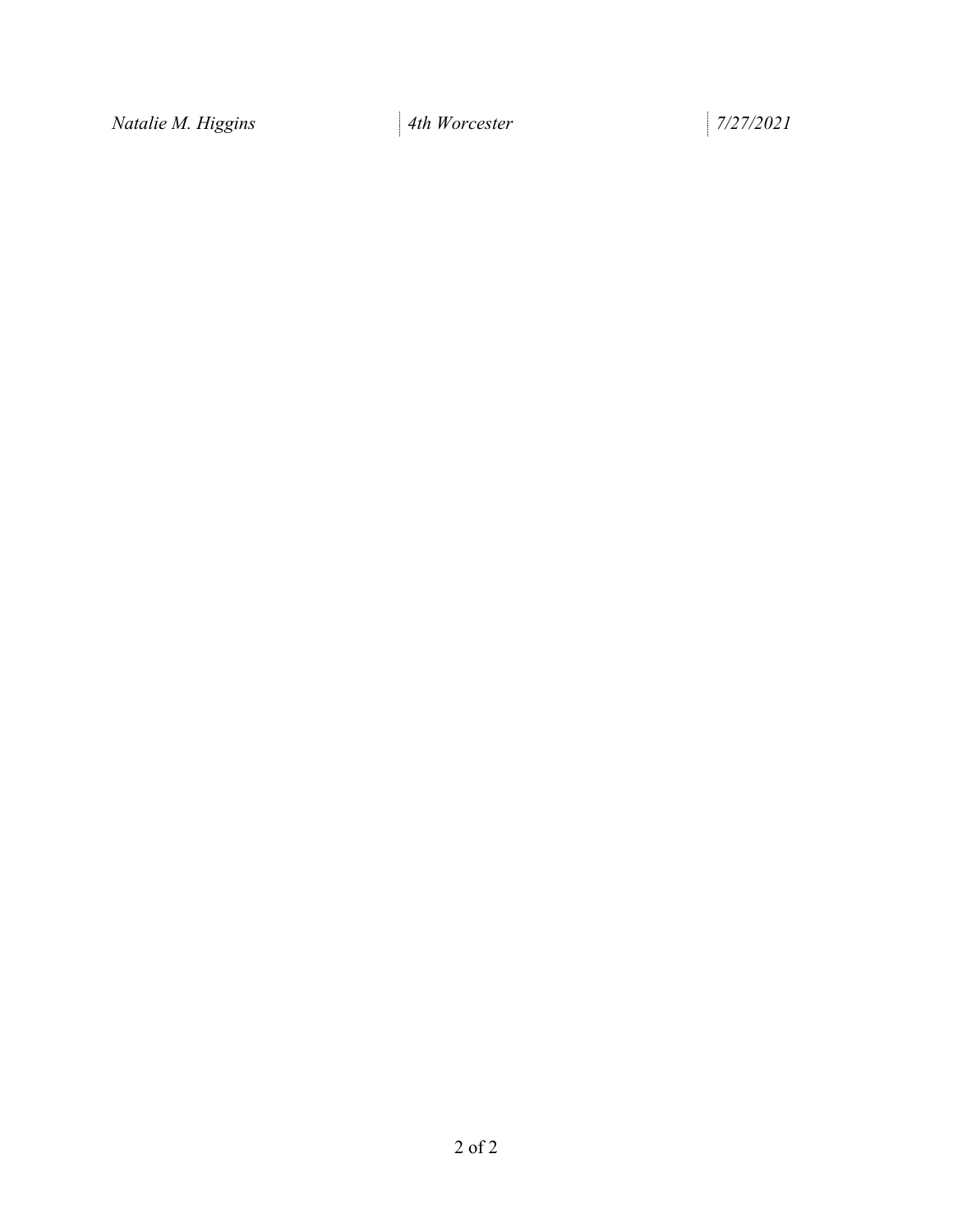| | | |
|---|---|---|
| *Natalie M. Higgins* | *4th Worcester* | *7/27/2021* |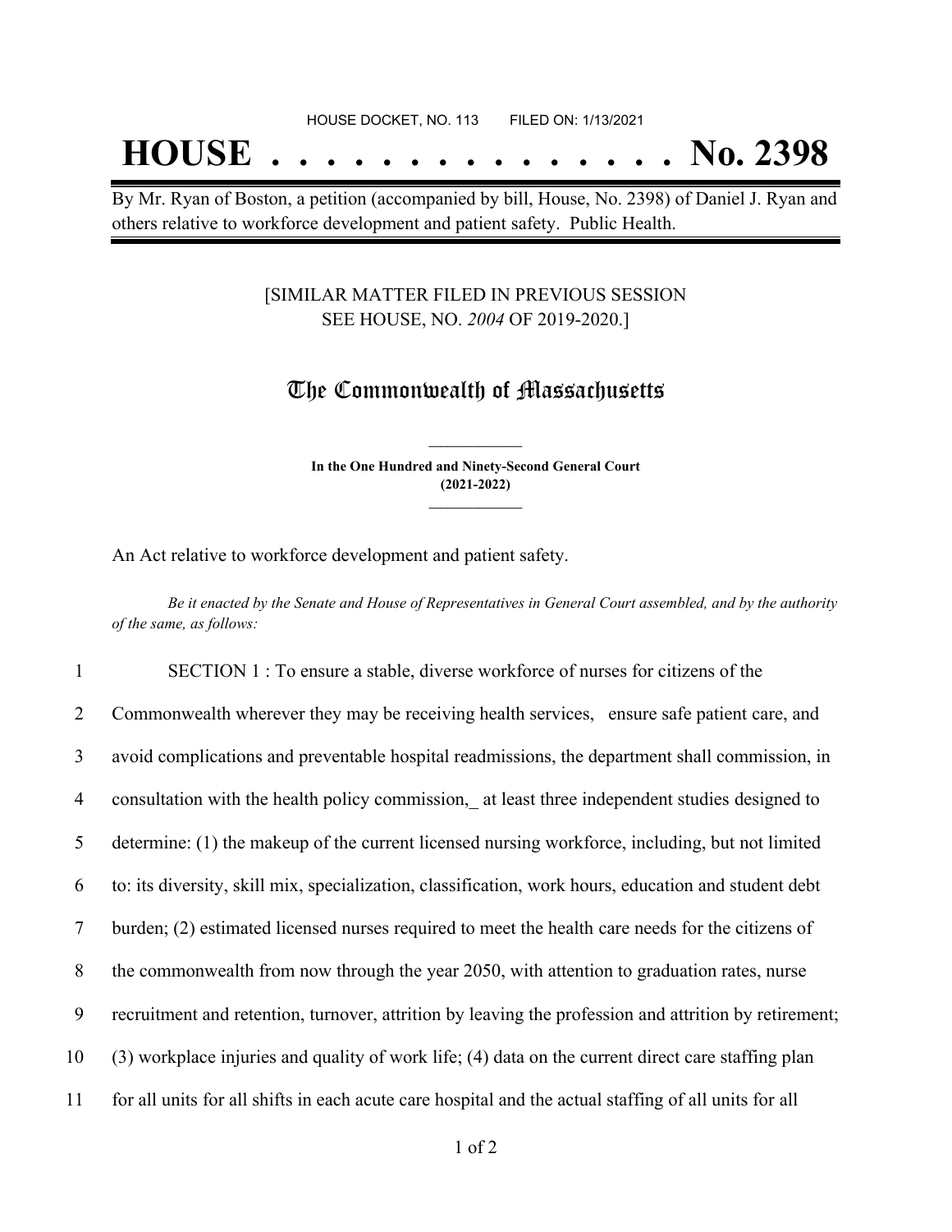HOUSE DOCKET, NO. 113 FILED ON: 1/13/2021

# HOUSE . . . . . . . . . . . . . . . No. 2398

By Mr. Ryan of Boston, a petition (accompanied by bill, House, No. 2398) of Daniel J. Ryan and others relative to workforce development and patient safety. Public Health.

[SIMILAR MATTER FILED IN PREVIOUS SESSION SEE HOUSE, NO. *2004* OF 2019-2020.]

## The Commonwealth of Massachusetts

**In the One Hundred and Ninety-Second General Court (2021-2022)**

An Act relative to workforce development and patient safety.

*Be it enacted by the Senate and House of Representatives in General Court assembled, and by the authority of the same, as follows:*

1 SECTION 1 : To ensure a stable, diverse workforce of nurses for citizens of the
2 Commonwealth wherever they may be receiving health services, ensure safe patient care, and
3 avoid complications and preventable hospital readmissions, the department shall commission, in
4 consultation with the health policy commission,_ at least three independent studies designed to
5 determine: (1) the makeup of the current licensed nursing workforce, including, but not limited
6 to: its diversity, skill mix, specialization, classification, work hours, education and student debt
7 burden; (2) estimated licensed nurses required to meet the health care needs for the citizens of
8 the commonwealth from now through the year 2050, with attention to graduation rates, nurse
9 recruitment and retention, turnover, attrition by leaving the profession and attrition by retirement;
10 (3) workplace injuries and quality of work life; (4) data on the current direct care staffing plan
11 for all units for all shifts in each acute care hospital and the actual staffing of all units for all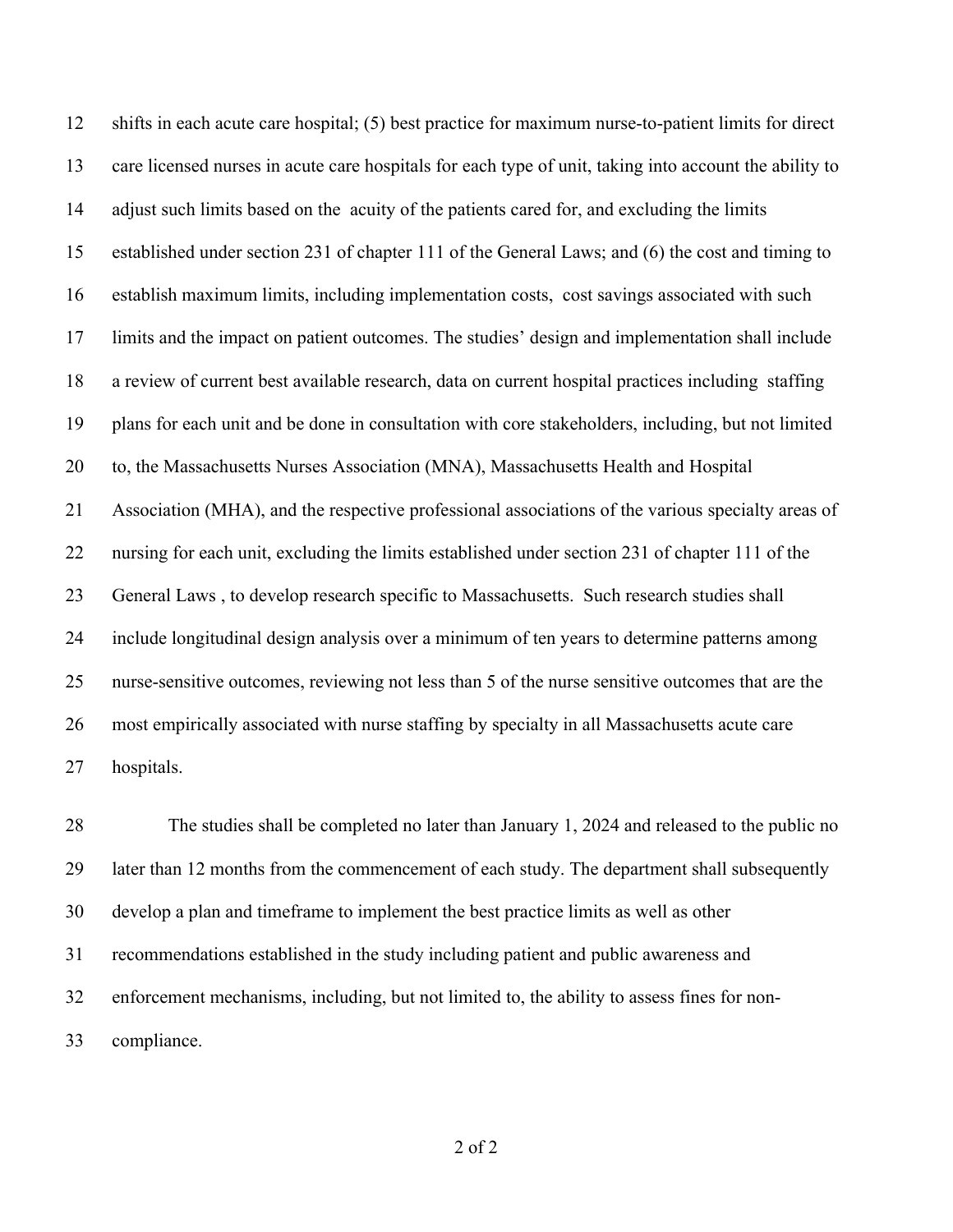shifts in each acute care hospital; (5) best practice for maximum nurse-to-patient limits for direct care licensed nurses in acute care hospitals for each type of unit, taking into account the ability to adjust such limits based on the acuity of the patients cared for, and excluding the limits established under section 231 of chapter 111 of the General Laws; and (6) the cost and timing to establish maximum limits, including implementation costs, cost savings associated with such limits and the impact on patient outcomes. The studies' design and implementation shall include a review of current best available research, data on current hospital practices including staffing plans for each unit and be done in consultation with core stakeholders, including, but not limited to, the Massachusetts Nurses Association (MNA), Massachusetts Health and Hospital Association (MHA), and the respective professional associations of the various specialty areas of nursing for each unit, excluding the limits established under section 231 of chapter 111 of the General Laws , to develop research specific to Massachusetts. Such research studies shall include longitudinal design analysis over a minimum of ten years to determine patterns among nurse-sensitive outcomes, reviewing not less than 5 of the nurse sensitive outcomes that are the most empirically associated with nurse staffing by specialty in all Massachusetts acute care hospitals.

The studies shall be completed no later than January 1, 2024 and released to the public no later than 12 months from the commencement of each study. The department shall subsequently develop a plan and timeframe to implement the best practice limits as well as other recommendations established in the study including patient and public awareness and enforcement mechanisms, including, but not limited to, the ability to assess fines for non-compliance.